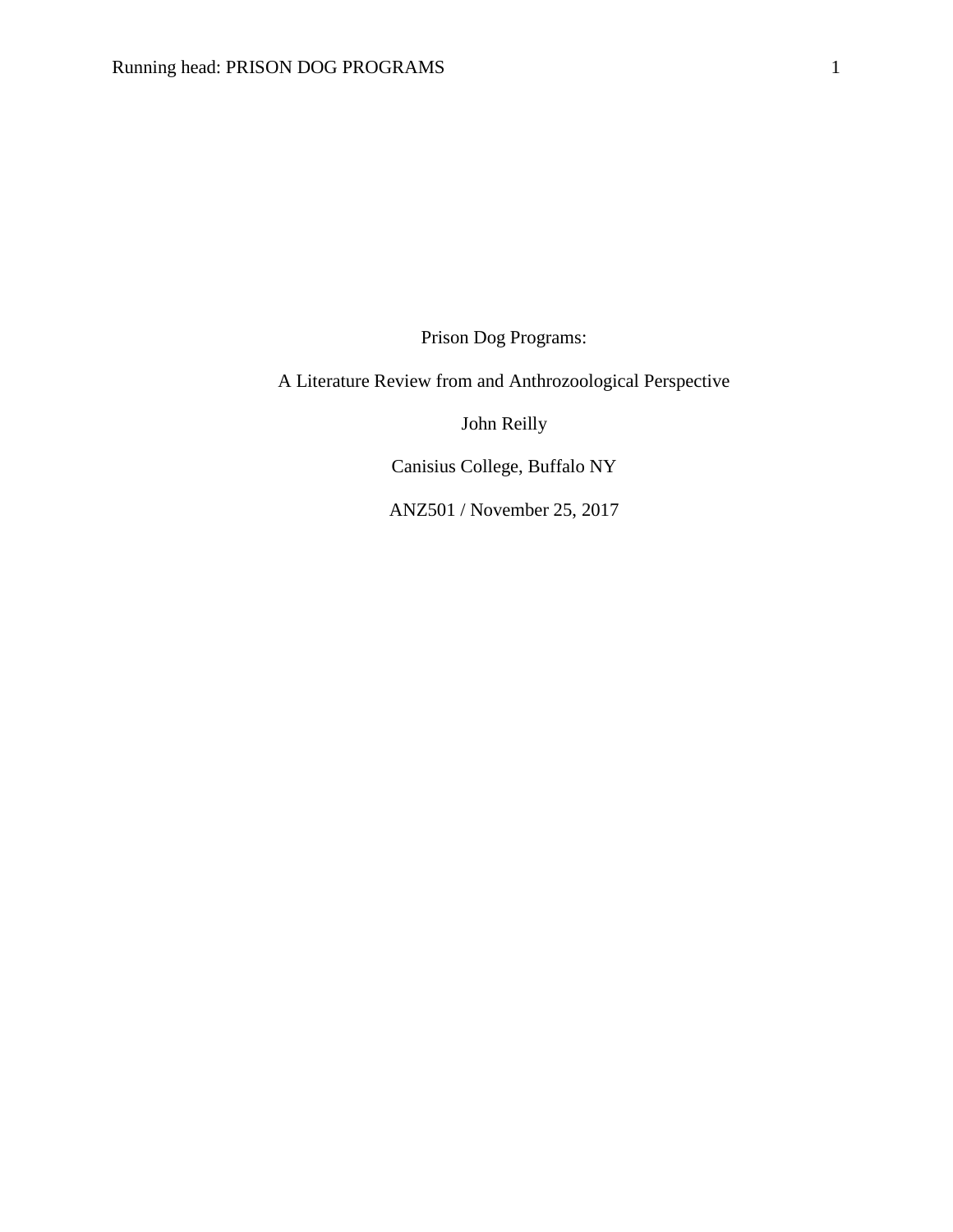Prison Dog Programs:

A Literature Review from and Anthrozoological Perspective

John Reilly

Canisius College, Buffalo NY

ANZ501 / November 25, 2017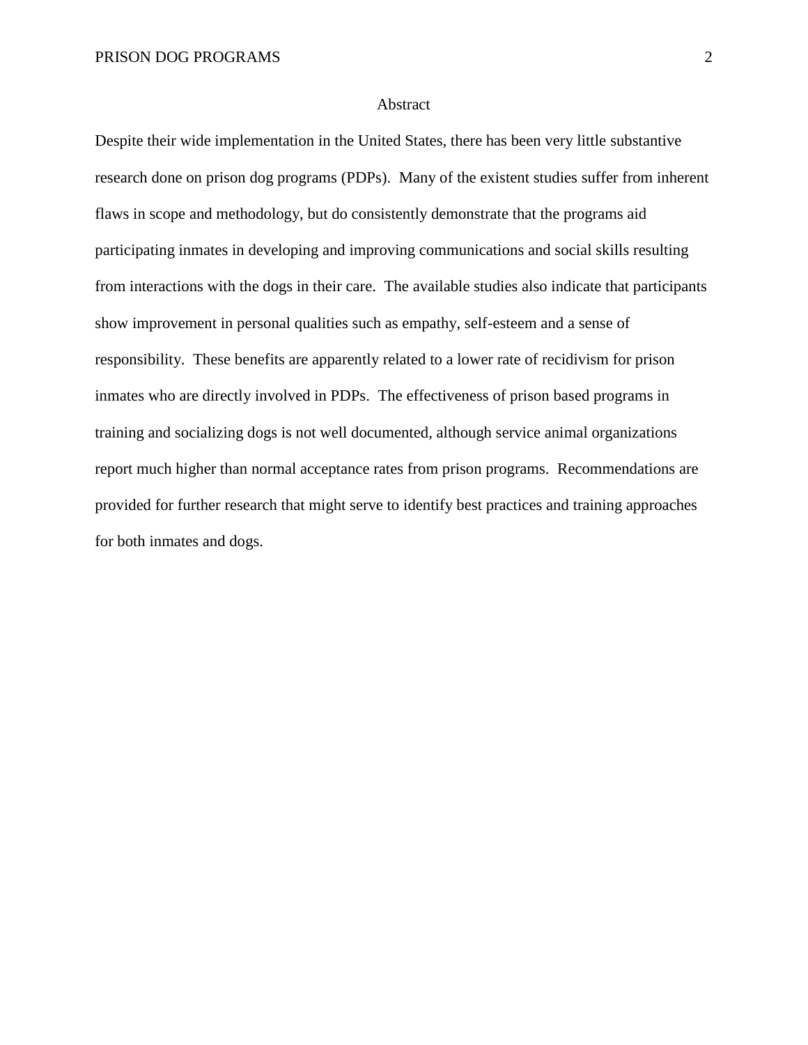# Abstract

Despite their wide implementation in the United States, there has been very little substantive research done on prison dog programs (PDPs). Many of the existent studies suffer from inherent flaws in scope and methodology, but do consistently demonstrate that the programs aid participating inmates in developing and improving communications and social skills resulting from interactions with the dogs in their care. The available studies also indicate that participants show improvement in personal qualities such as empathy, self-esteem and a sense of responsibility. These benefits are apparently related to a lower rate of recidivism for prison inmates who are directly involved in PDPs. The effectiveness of prison based programs in training and socializing dogs is not well documented, although service animal organizations report much higher than normal acceptance rates from prison programs. Recommendations are provided for further research that might serve to identify best practices and training approaches for both inmates and dogs.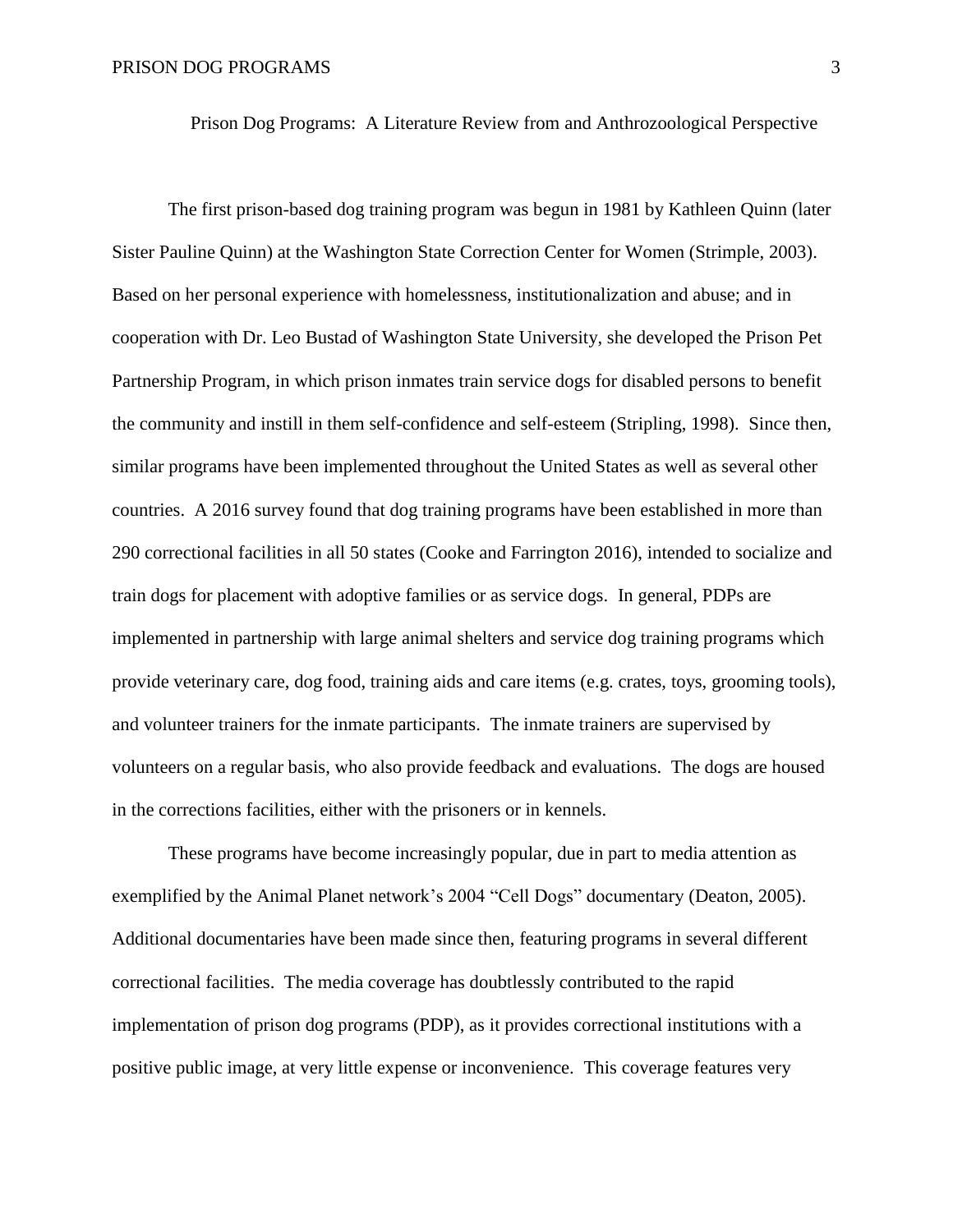# Prison Dog Programs: A Literature Review from and Anthrozoological Perspective

The first prison-based dog training program was begun in 1981 by Kathleen Quinn (later Sister Pauline Quinn) at the Washington State Correction Center for Women (Strimple, 2003). Based on her personal experience with homelessness, institutionalization and abuse; and in cooperation with Dr. Leo Bustad of Washington State University, she developed the Prison Pet Partnership Program, in which prison inmates train service dogs for disabled persons to benefit the community and instill in them self-confidence and self-esteem (Stripling, 1998). Since then, similar programs have been implemented throughout the United States as well as several other countries. A 2016 survey found that dog training programs have been established in more than 290 correctional facilities in all 50 states (Cooke and Farrington 2016), intended to socialize and train dogs for placement with adoptive families or as service dogs. In general, PDPs are implemented in partnership with large animal shelters and service dog training programs which provide veterinary care, dog food, training aids and care items (e.g. crates, toys, grooming tools), and volunteer trainers for the inmate participants. The inmate trainers are supervised by volunteers on a regular basis, who also provide feedback and evaluations. The dogs are housed in the corrections facilities, either with the prisoners or in kennels.

These programs have become increasingly popular, due in part to media attention as exemplified by the Animal Planet network's 2004 "Cell Dogs" documentary (Deaton, 2005). Additional documentaries have been made since then, featuring programs in several different correctional facilities. The media coverage has doubtlessly contributed to the rapid implementation of prison dog programs (PDP), as it provides correctional institutions with a positive public image, at very little expense or inconvenience. This coverage features very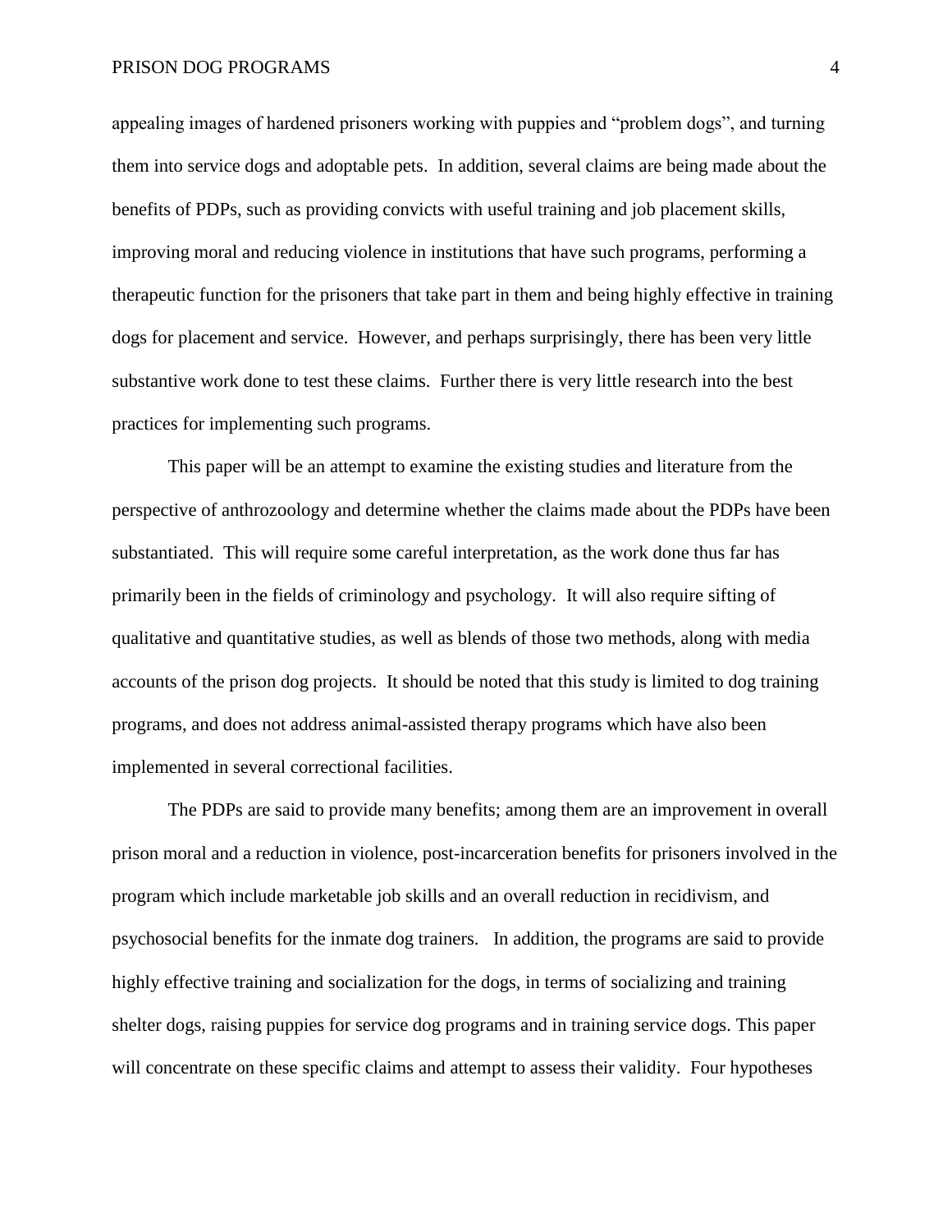appealing images of hardened prisoners working with puppies and "problem dogs", and turning them into service dogs and adoptable pets. In addition, several claims are being made about the benefits of PDPs, such as providing convicts with useful training and job placement skills, improving moral and reducing violence in institutions that have such programs, performing a therapeutic function for the prisoners that take part in them and being highly effective in training dogs for placement and service. However, and perhaps surprisingly, there has been very little substantive work done to test these claims. Further there is very little research into the best practices for implementing such programs.

This paper will be an attempt to examine the existing studies and literature from the perspective of anthrozoology and determine whether the claims made about the PDPs have been substantiated. This will require some careful interpretation, as the work done thus far has primarily been in the fields of criminology and psychology. It will also require sifting of qualitative and quantitative studies, as well as blends of those two methods, along with media accounts of the prison dog projects. It should be noted that this study is limited to dog training programs, and does not address animal-assisted therapy programs which have also been implemented in several correctional facilities.

The PDPs are said to provide many benefits; among them are an improvement in overall prison moral and a reduction in violence, post-incarceration benefits for prisoners involved in the program which include marketable job skills and an overall reduction in recidivism, and psychosocial benefits for the inmate dog trainers. In addition, the programs are said to provide highly effective training and socialization for the dogs, in terms of socializing and training shelter dogs, raising puppies for service dog programs and in training service dogs. This paper will concentrate on these specific claims and attempt to assess their validity. Four hypotheses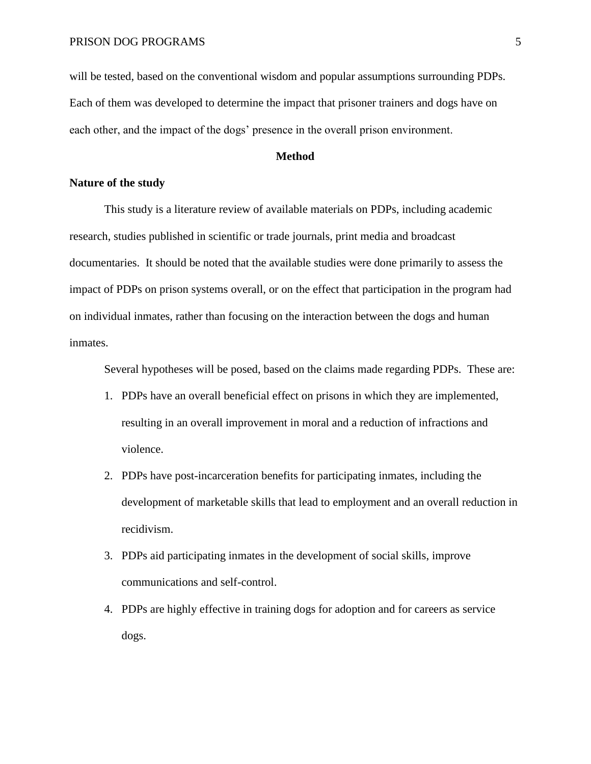will be tested, based on the conventional wisdom and popular assumptions surrounding PDPs. Each of them was developed to determine the impact that prisoner trainers and dogs have on each other, and the impact of the dogs' presence in the overall prison environment.

## Method

### Nature of the study

This study is a literature review of available materials on PDPs, including academic research, studies published in scientific or trade journals, print media and broadcast documentaries. It should be noted that the available studies were done primarily to assess the impact of PDPs on prison systems overall, or on the effect that participation in the program had on individual inmates, rather than focusing on the interaction between the dogs and human inmates.

Several hypotheses will be posed, based on the claims made regarding PDPs. These are:

1. PDPs have an overall beneficial effect on prisons in which they are implemented, resulting in an overall improvement in moral and a reduction of infractions and violence.
2. PDPs have post-incarceration benefits for participating inmates, including the development of marketable skills that lead to employment and an overall reduction in recidivism.
3. PDPs aid participating inmates in the development of social skills, improve communications and self-control.
4. PDPs are highly effective in training dogs for adoption and for careers as service dogs.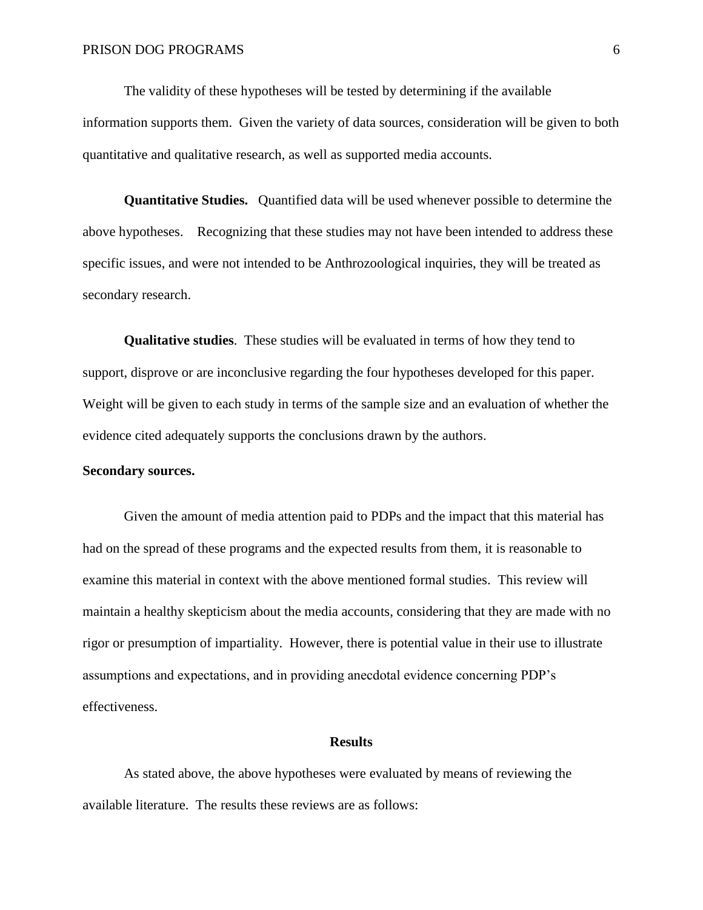The validity of these hypotheses will be tested by determining if the available information supports them. Given the variety of data sources, consideration will be given to both quantitative and qualitative research, as well as supported media accounts.

**Quantitative Studies.** Quantified data will be used whenever possible to determine the above hypotheses. Recognizing that these studies may not have been intended to address these specific issues, and were not intended to be Anthrozoological inquiries, they will be treated as secondary research.

**Qualitative studies**. These studies will be evaluated in terms of how they tend to support, disprove or are inconclusive regarding the four hypotheses developed for this paper. Weight will be given to each study in terms of the sample size and an evaluation of whether the evidence cited adequately supports the conclusions drawn by the authors.

**Secondary sources.**

Given the amount of media attention paid to PDPs and the impact that this material has had on the spread of these programs and the expected results from them, it is reasonable to examine this material in context with the above mentioned formal studies. This review will maintain a healthy skepticism about the media accounts, considering that they are made with no rigor or presumption of impartiality. However, there is potential value in their use to illustrate assumptions and expectations, and in providing anecdotal evidence concerning PDP's effectiveness.

## Results

As stated above, the above hypotheses were evaluated by means of reviewing the available literature. The results these reviews are as follows: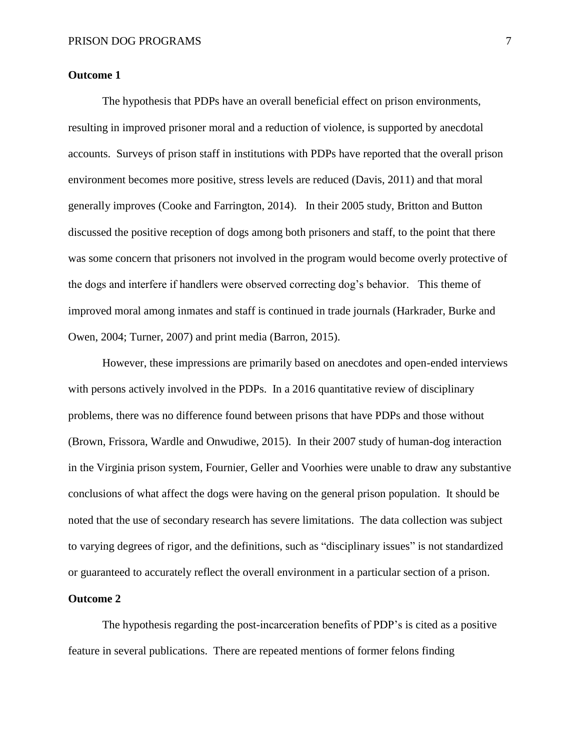**Outcome 1**

The hypothesis that PDPs have an overall beneficial effect on prison environments, resulting in improved prisoner moral and a reduction of violence, is supported by anecdotal accounts. Surveys of prison staff in institutions with PDPs have reported that the overall prison environment becomes more positive, stress levels are reduced (Davis, 2011) and that moral generally improves (Cooke and Farrington, 2014). In their 2005 study, Britton and Button discussed the positive reception of dogs among both prisoners and staff, to the point that there was some concern that prisoners not involved in the program would become overly protective of the dogs and interfere if handlers were observed correcting dog's behavior. This theme of improved moral among inmates and staff is continued in trade journals (Harkrader, Burke and Owen, 2004; Turner, 2007) and print media (Barron, 2015).

However, these impressions are primarily based on anecdotes and open-ended interviews with persons actively involved in the PDPs. In a 2016 quantitative review of disciplinary problems, there was no difference found between prisons that have PDPs and those without (Brown, Frissora, Wardle and Onwudiwe, 2015). In their 2007 study of human-dog interaction in the Virginia prison system, Fournier, Geller and Voorhies were unable to draw any substantive conclusions of what affect the dogs were having on the general prison population. It should be noted that the use of secondary research has severe limitations. The data collection was subject to varying degrees of rigor, and the definitions, such as "disciplinary issues" is not standardized or guaranteed to accurately reflect the overall environment in a particular section of a prison.

**Outcome 2**

The hypothesis regarding the post-incarceration benefits of PDP's is cited as a positive feature in several publications. There are repeated mentions of former felons finding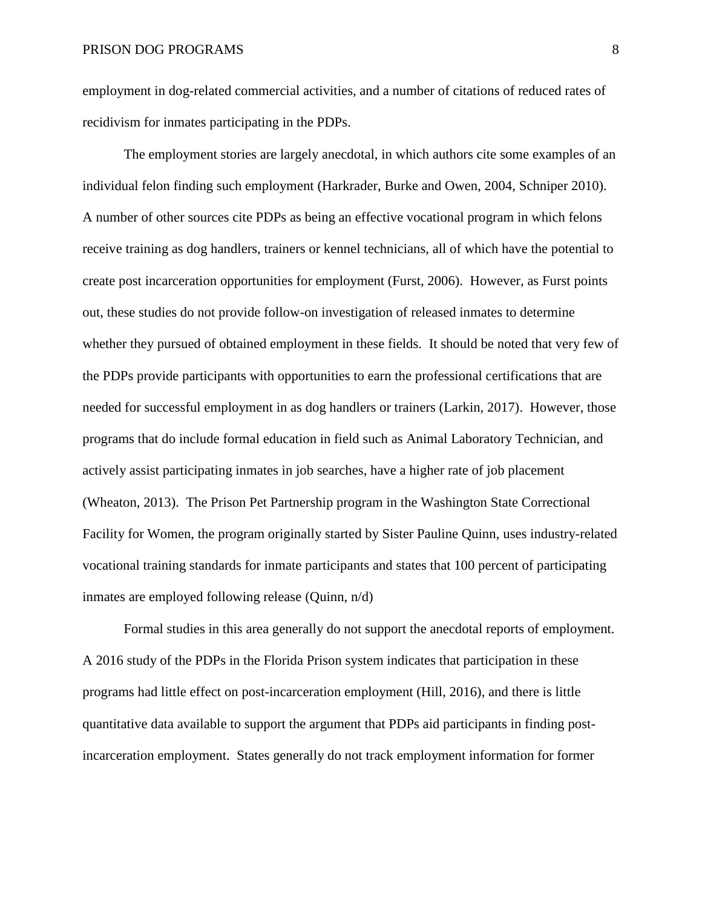employment in dog-related commercial activities, and a number of citations of reduced rates of recidivism for inmates participating in the PDPs.

The employment stories are largely anecdotal, in which authors cite some examples of an individual felon finding such employment (Harkrader, Burke and Owen, 2004, Schniper 2010). A number of other sources cite PDPs as being an effective vocational program in which felons receive training as dog handlers, trainers or kennel technicians, all of which have the potential to create post incarceration opportunities for employment (Furst, 2006). However, as Furst points out, these studies do not provide follow-on investigation of released inmates to determine whether they pursued of obtained employment in these fields. It should be noted that very few of the PDPs provide participants with opportunities to earn the professional certifications that are needed for successful employment in as dog handlers or trainers (Larkin, 2017). However, those programs that do include formal education in field such as Animal Laboratory Technician, and actively assist participating inmates in job searches, have a higher rate of job placement (Wheaton, 2013). The Prison Pet Partnership program in the Washington State Correctional Facility for Women, the program originally started by Sister Pauline Quinn, uses industry-related vocational training standards for inmate participants and states that 100 percent of participating inmates are employed following release (Quinn, n/d)

Formal studies in this area generally do not support the anecdotal reports of employment. A 2016 study of the PDPs in the Florida Prison system indicates that participation in these programs had little effect on post-incarceration employment (Hill, 2016), and there is little quantitative data available to support the argument that PDPs aid participants in finding post-incarceration employment. States generally do not track employment information for former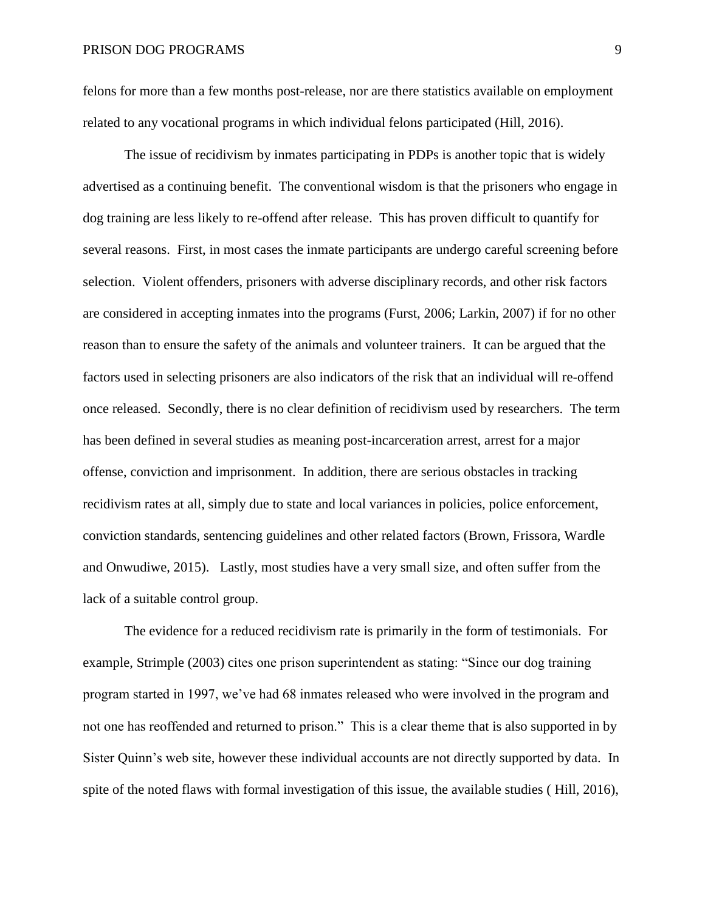felons for more than a few months post-release, nor are there statistics available on employment related to any vocational programs in which individual felons participated (Hill, 2016).

The issue of recidivism by inmates participating in PDPs is another topic that is widely advertised as a continuing benefit. The conventional wisdom is that the prisoners who engage in dog training are less likely to re-offend after release. This has proven difficult to quantify for several reasons. First, in most cases the inmate participants are undergo careful screening before selection. Violent offenders, prisoners with adverse disciplinary records, and other risk factors are considered in accepting inmates into the programs (Furst, 2006; Larkin, 2007) if for no other reason than to ensure the safety of the animals and volunteer trainers. It can be argued that the factors used in selecting prisoners are also indicators of the risk that an individual will re-offend once released. Secondly, there is no clear definition of recidivism used by researchers. The term has been defined in several studies as meaning post-incarceration arrest, arrest for a major offense, conviction and imprisonment. In addition, there are serious obstacles in tracking recidivism rates at all, simply due to state and local variances in policies, police enforcement, conviction standards, sentencing guidelines and other related factors (Brown, Frissora, Wardle and Onwudiwe, 2015). Lastly, most studies have a very small size, and often suffer from the lack of a suitable control group.

The evidence for a reduced recidivism rate is primarily in the form of testimonials. For example, Strimple (2003) cites one prison superintendent as stating: "Since our dog training program started in 1997, we've had 68 inmates released who were involved in the program and not one has reoffended and returned to prison." This is a clear theme that is also supported in by Sister Quinn's web site, however these individual accounts are not directly supported by data. In spite of the noted flaws with formal investigation of this issue, the available studies ( Hill, 2016),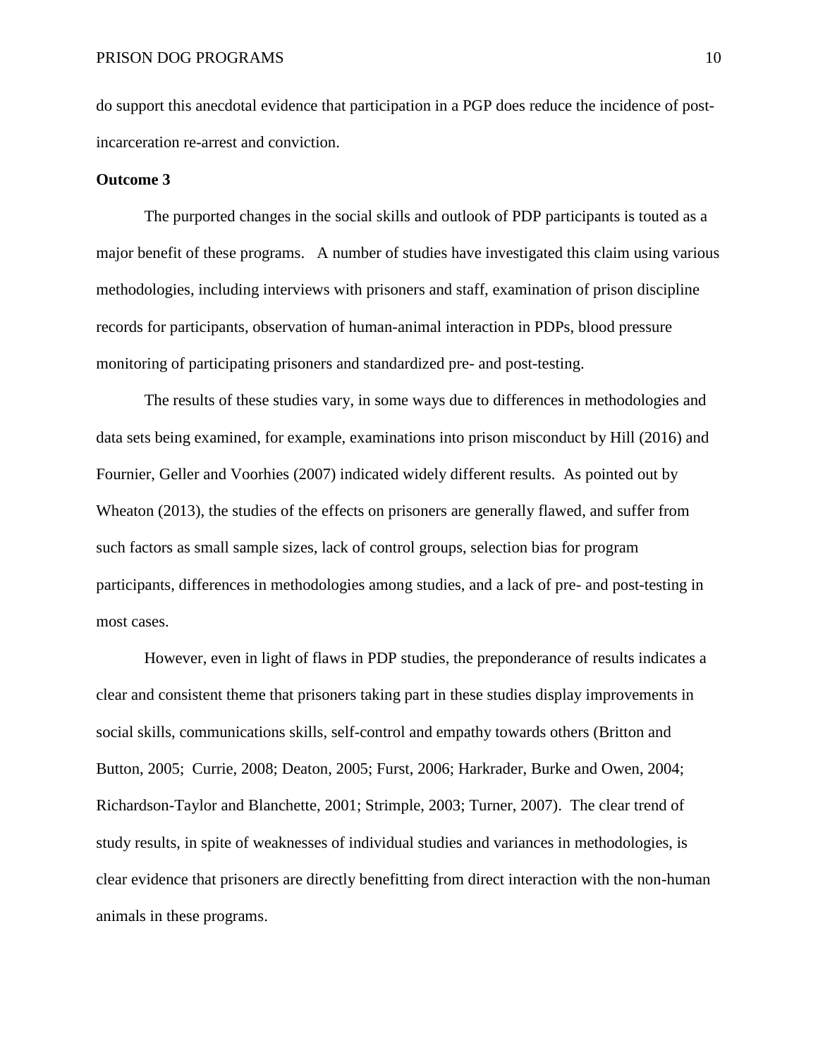do support this anecdotal evidence that participation in a PGP does reduce the incidence of post-incarceration re-arrest and conviction.

**Outcome 3**

The purported changes in the social skills and outlook of PDP participants is touted as a major benefit of these programs. A number of studies have investigated this claim using various methodologies, including interviews with prisoners and staff, examination of prison discipline records for participants, observation of human-animal interaction in PDPs, blood pressure monitoring of participating prisoners and standardized pre- and post-testing.

The results of these studies vary, in some ways due to differences in methodologies and data sets being examined, for example, examinations into prison misconduct by Hill (2016) and Fournier, Geller and Voorhies (2007) indicated widely different results. As pointed out by Wheaton (2013), the studies of the effects on prisoners are generally flawed, and suffer from such factors as small sample sizes, lack of control groups, selection bias for program participants, differences in methodologies among studies, and a lack of pre- and post-testing in most cases.

However, even in light of flaws in PDP studies, the preponderance of results indicates a clear and consistent theme that prisoners taking part in these studies display improvements in social skills, communications skills, self-control and empathy towards others (Britton and Button, 2005; Currie, 2008; Deaton, 2005; Furst, 2006; Harkrader, Burke and Owen, 2004; Richardson-Taylor and Blanchette, 2001; Strimple, 2003; Turner, 2007). The clear trend of study results, in spite of weaknesses of individual studies and variances in methodologies, is clear evidence that prisoners are directly benefitting from direct interaction with the non-human animals in these programs.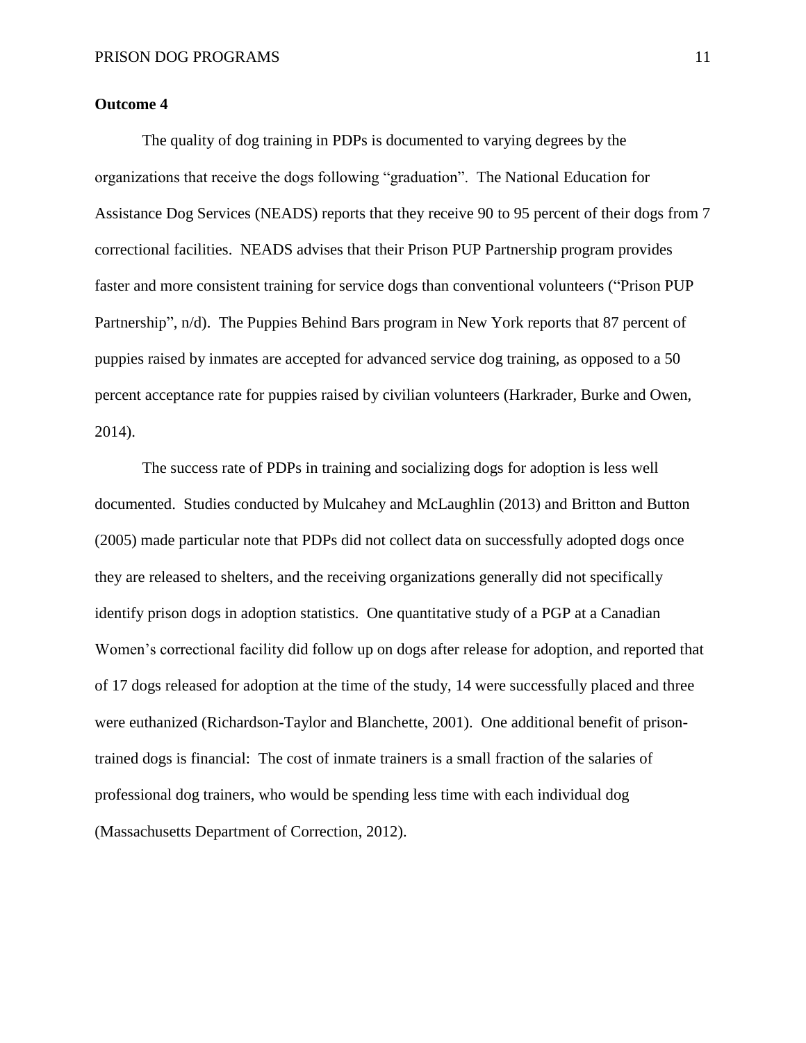**Outcome 4**

The quality of dog training in PDPs is documented to varying degrees by the organizations that receive the dogs following "graduation". The National Education for Assistance Dog Services (NEADS) reports that they receive 90 to 95 percent of their dogs from 7 correctional facilities. NEADS advises that their Prison PUP Partnership program provides faster and more consistent training for service dogs than conventional volunteers ("Prison PUP Partnership", n/d). The Puppies Behind Bars program in New York reports that 87 percent of puppies raised by inmates are accepted for advanced service dog training, as opposed to a 50 percent acceptance rate for puppies raised by civilian volunteers (Harkrader, Burke and Owen, 2014).

The success rate of PDPs in training and socializing dogs for adoption is less well documented. Studies conducted by Mulcahey and McLaughlin (2013) and Britton and Button (2005) made particular note that PDPs did not collect data on successfully adopted dogs once they are released to shelters, and the receiving organizations generally did not specifically identify prison dogs in adoption statistics. One quantitative study of a PGP at a Canadian Women's correctional facility did follow up on dogs after release for adoption, and reported that of 17 dogs released for adoption at the time of the study, 14 were successfully placed and three were euthanized (Richardson-Taylor and Blanchette, 2001). One additional benefit of prison-trained dogs is financial: The cost of inmate trainers is a small fraction of the salaries of professional dog trainers, who would be spending less time with each individual dog (Massachusetts Department of Correction, 2012).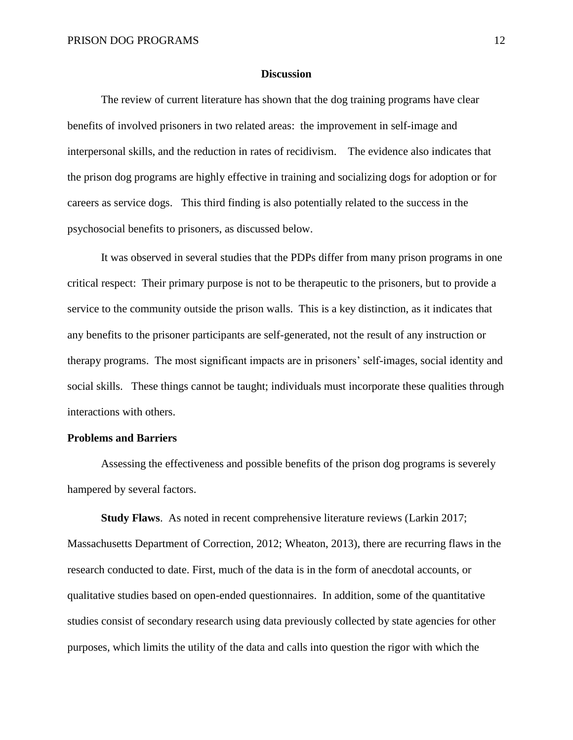## Discussion

The review of current literature has shown that the dog training programs have clear benefits of involved prisoners in two related areas: the improvement in self-image and interpersonal skills, and the reduction in rates of recidivism. The evidence also indicates that the prison dog programs are highly effective in training and socializing dogs for adoption or for careers as service dogs. This third finding is also potentially related to the success in the psychosocial benefits to prisoners, as discussed below.

It was observed in several studies that the PDPs differ from many prison programs in one critical respect: Their primary purpose is not to be therapeutic to the prisoners, but to provide a service to the community outside the prison walls. This is a key distinction, as it indicates that any benefits to the prisoner participants are self-generated, not the result of any instruction or therapy programs. The most significant impacts are in prisoners' self-images, social identity and social skills. These things cannot be taught; individuals must incorporate these qualities through interactions with others.

### Problems and Barriers

Assessing the effectiveness and possible benefits of the prison dog programs is severely hampered by several factors.

**Study Flaws**. As noted in recent comprehensive literature reviews (Larkin 2017; Massachusetts Department of Correction, 2012; Wheaton, 2013), there are recurring flaws in the research conducted to date. First, much of the data is in the form of anecdotal accounts, or qualitative studies based on open-ended questionnaires. In addition, some of the quantitative studies consist of secondary research using data previously collected by state agencies for other purposes, which limits the utility of the data and calls into question the rigor with which the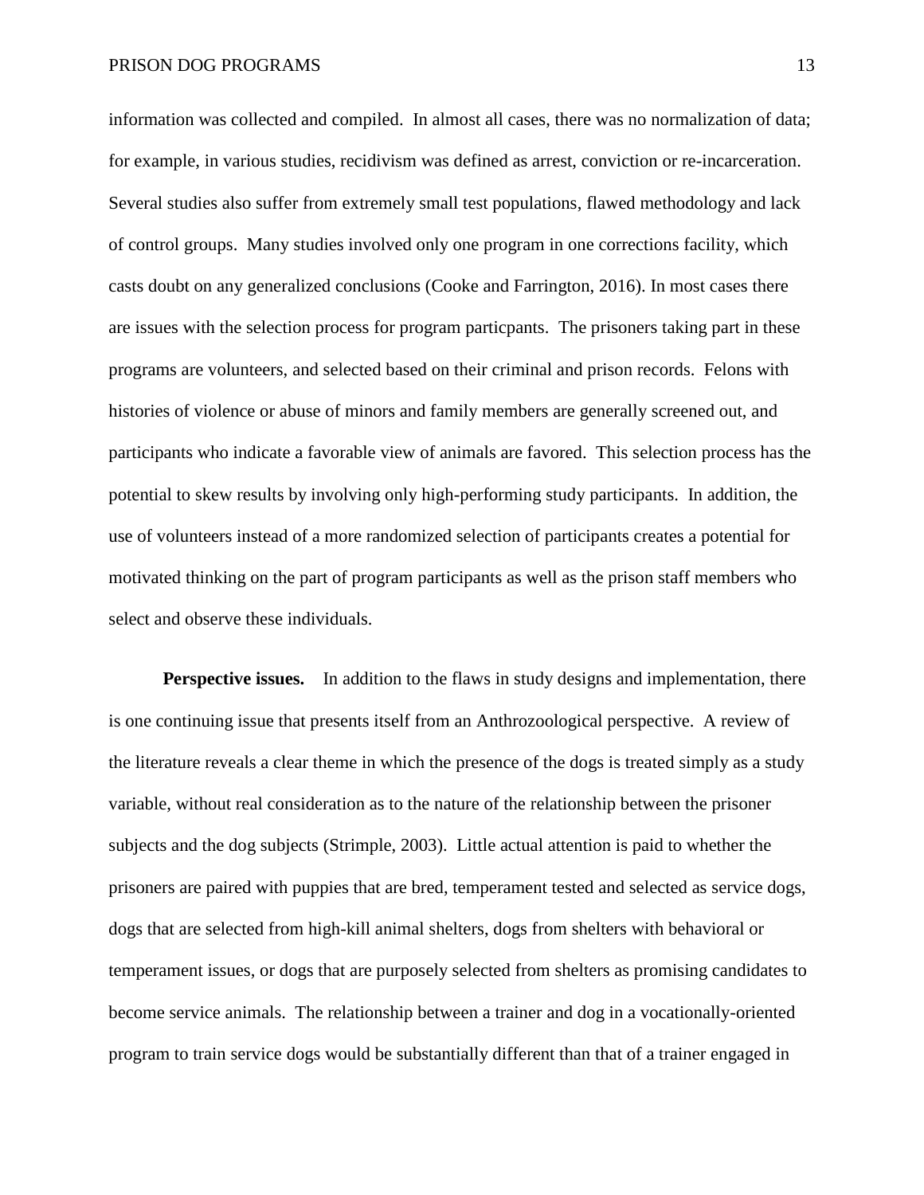information was collected and compiled. In almost all cases, there was no normalization of data; for example, in various studies, recidivism was defined as arrest, conviction or re-incarceration. Several studies also suffer from extremely small test populations, flawed methodology and lack of control groups. Many studies involved only one program in one corrections facility, which casts doubt on any generalized conclusions (Cooke and Farrington, 2016). In most cases there are issues with the selection process for program particpants. The prisoners taking part in these programs are volunteers, and selected based on their criminal and prison records. Felons with histories of violence or abuse of minors and family members are generally screened out, and participants who indicate a favorable view of animals are favored. This selection process has the potential to skew results by involving only high-performing study participants. In addition, the use of volunteers instead of a more randomized selection of participants creates a potential for motivated thinking on the part of program participants as well as the prison staff members who select and observe these individuals.

**Perspective issues.** In addition to the flaws in study designs and implementation, there is one continuing issue that presents itself from an Anthrozoological perspective. A review of the literature reveals a clear theme in which the presence of the dogs is treated simply as a study variable, without real consideration as to the nature of the relationship between the prisoner subjects and the dog subjects (Strimple, 2003). Little actual attention is paid to whether the prisoners are paired with puppies that are bred, temperament tested and selected as service dogs, dogs that are selected from high-kill animal shelters, dogs from shelters with behavioral or temperament issues, or dogs that are purposely selected from shelters as promising candidates to become service animals. The relationship between a trainer and dog in a vocationally-oriented program to train service dogs would be substantially different than that of a trainer engaged in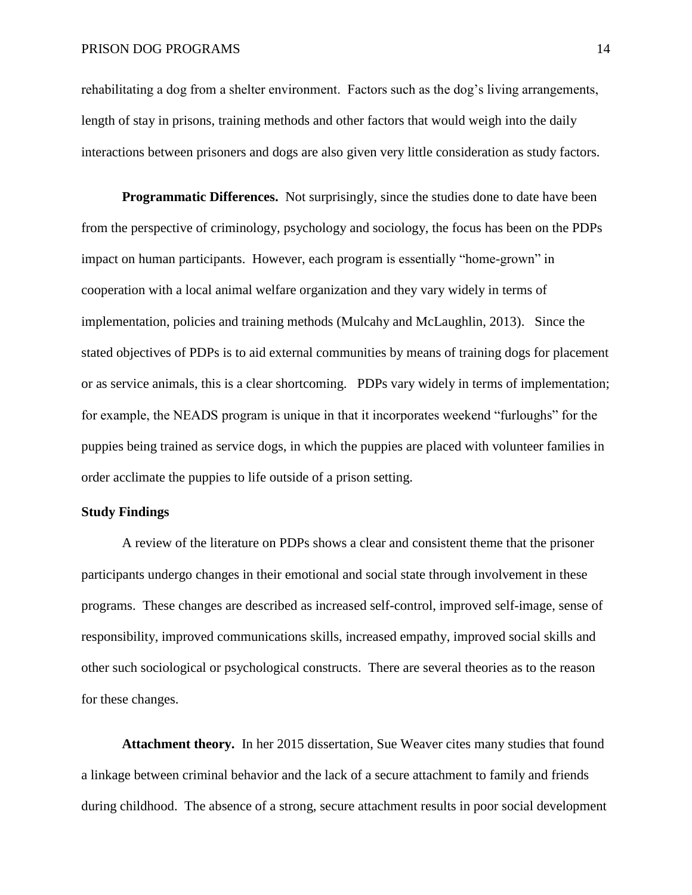rehabilitating a dog from a shelter environment. Factors such as the dog's living arrangements, length of stay in prisons, training methods and other factors that would weigh into the daily interactions between prisoners and dogs are also given very little consideration as study factors.

**Programmatic Differences.** Not surprisingly, since the studies done to date have been from the perspective of criminology, psychology and sociology, the focus has been on the PDPs impact on human participants. However, each program is essentially "home-grown" in cooperation with a local animal welfare organization and they vary widely in terms of implementation, policies and training methods (Mulcahy and McLaughlin, 2013). Since the stated objectives of PDPs is to aid external communities by means of training dogs for placement or as service animals, this is a clear shortcoming. PDPs vary widely in terms of implementation; for example, the NEADS program is unique in that it incorporates weekend "furloughs" for the puppies being trained as service dogs, in which the puppies are placed with volunteer families in order acclimate the puppies to life outside of a prison setting.

## Study Findings

A review of the literature on PDPs shows a clear and consistent theme that the prisoner participants undergo changes in their emotional and social state through involvement in these programs. These changes are described as increased self-control, improved self-image, sense of responsibility, improved communications skills, increased empathy, improved social skills and other such sociological or psychological constructs. There are several theories as to the reason for these changes.

**Attachment theory.** In her 2015 dissertation, Sue Weaver cites many studies that found a linkage between criminal behavior and the lack of a secure attachment to family and friends during childhood. The absence of a strong, secure attachment results in poor social development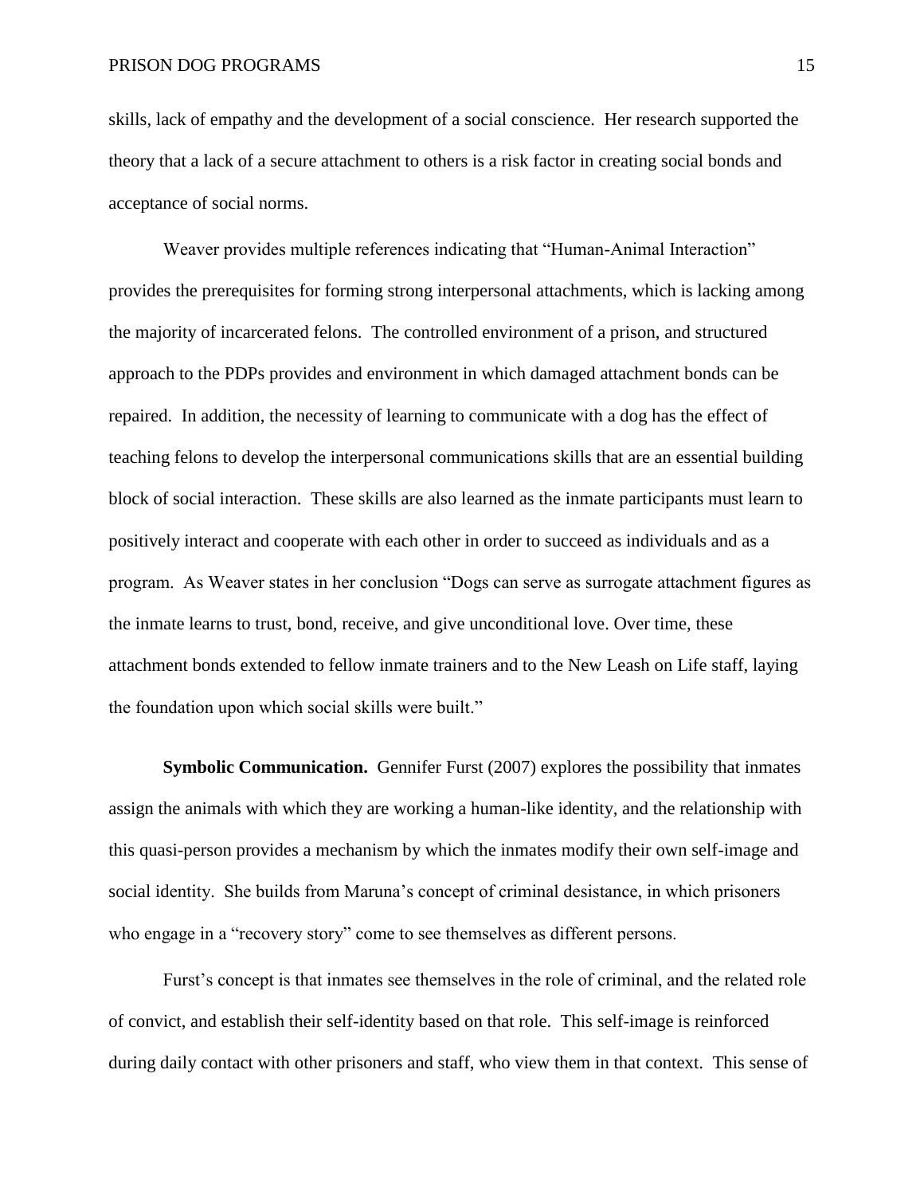skills, lack of empathy and the development of a social conscience. Her research supported the theory that a lack of a secure attachment to others is a risk factor in creating social bonds and acceptance of social norms.

Weaver provides multiple references indicating that "Human-Animal Interaction" provides the prerequisites for forming strong interpersonal attachments, which is lacking among the majority of incarcerated felons. The controlled environment of a prison, and structured approach to the PDPs provides and environment in which damaged attachment bonds can be repaired. In addition, the necessity of learning to communicate with a dog has the effect of teaching felons to develop the interpersonal communications skills that are an essential building block of social interaction. These skills are also learned as the inmate participants must learn to positively interact and cooperate with each other in order to succeed as individuals and as a program. As Weaver states in her conclusion "Dogs can serve as surrogate attachment figures as the inmate learns to trust, bond, receive, and give unconditional love. Over time, these attachment bonds extended to fellow inmate trainers and to the New Leash on Life staff, laying the foundation upon which social skills were built."

**Symbolic Communication.** Gennifer Furst (2007) explores the possibility that inmates assign the animals with which they are working a human-like identity, and the relationship with this quasi-person provides a mechanism by which the inmates modify their own self-image and social identity. She builds from Maruna's concept of criminal desistance, in which prisoners who engage in a "recovery story" come to see themselves as different persons.

Furst's concept is that inmates see themselves in the role of criminal, and the related role of convict, and establish their self-identity based on that role. This self-image is reinforced during daily contact with other prisoners and staff, who view them in that context. This sense of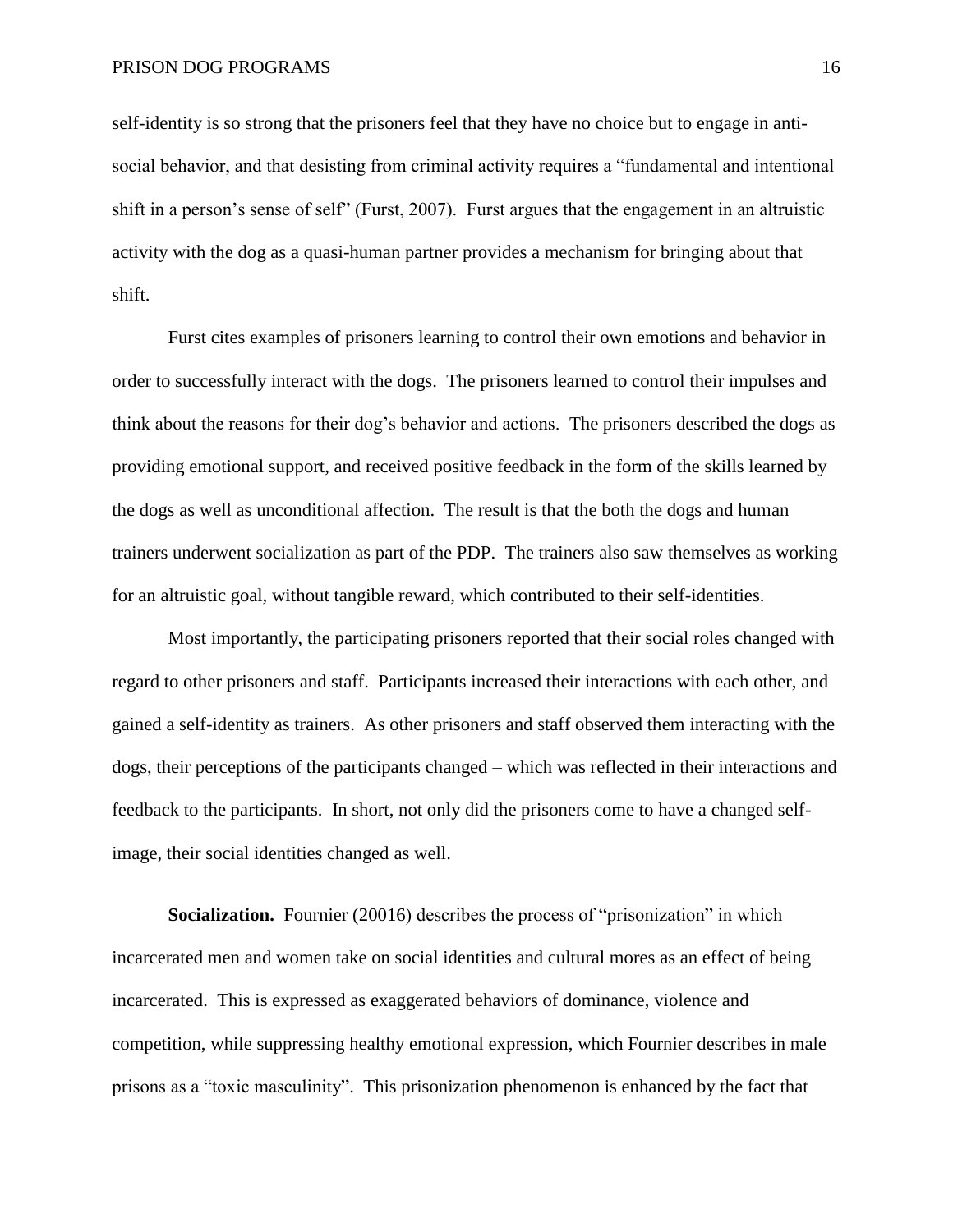self-identity is so strong that the prisoners feel that they have no choice but to engage in anti-social behavior, and that desisting from criminal activity requires a "fundamental and intentional shift in a person's sense of self" (Furst, 2007). Furst argues that the engagement in an altruistic activity with the dog as a quasi-human partner provides a mechanism for bringing about that shift.

Furst cites examples of prisoners learning to control their own emotions and behavior in order to successfully interact with the dogs. The prisoners learned to control their impulses and think about the reasons for their dog's behavior and actions. The prisoners described the dogs as providing emotional support, and received positive feedback in the form of the skills learned by the dogs as well as unconditional affection. The result is that the both the dogs and human trainers underwent socialization as part of the PDP. The trainers also saw themselves as working for an altruistic goal, without tangible reward, which contributed to their self-identities.

Most importantly, the participating prisoners reported that their social roles changed with regard to other prisoners and staff. Participants increased their interactions with each other, and gained a self-identity as trainers. As other prisoners and staff observed them interacting with the dogs, their perceptions of the participants changed – which was reflected in their interactions and feedback to the participants. In short, not only did the prisoners come to have a changed self-image, their social identities changed as well.

**Socialization.** Fournier (20016) describes the process of "prisonization" in which incarcerated men and women take on social identities and cultural mores as an effect of being incarcerated. This is expressed as exaggerated behaviors of dominance, violence and competition, while suppressing healthy emotional expression, which Fournier describes in male prisons as a "toxic masculinity". This prisonization phenomenon is enhanced by the fact that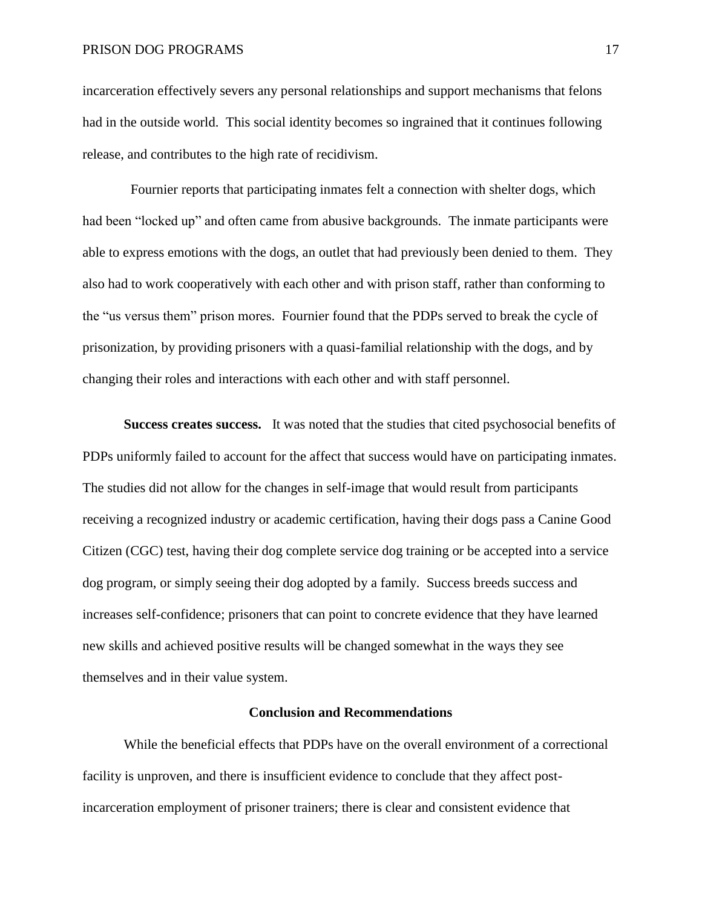incarceration effectively severs any personal relationships and support mechanisms that felons had in the outside world. This social identity becomes so ingrained that it continues following release, and contributes to the high rate of recidivism.

Fournier reports that participating inmates felt a connection with shelter dogs, which had been "locked up" and often came from abusive backgrounds. The inmate participants were able to express emotions with the dogs, an outlet that had previously been denied to them. They also had to work cooperatively with each other and with prison staff, rather than conforming to the "us versus them" prison mores. Fournier found that the PDPs served to break the cycle of prisonization, by providing prisoners with a quasi-familial relationship with the dogs, and by changing their roles and interactions with each other and with staff personnel.

**Success creates success.** It was noted that the studies that cited psychosocial benefits of PDPs uniformly failed to account for the affect that success would have on participating inmates. The studies did not allow for the changes in self-image that would result from participants receiving a recognized industry or academic certification, having their dogs pass a Canine Good Citizen (CGC) test, having their dog complete service dog training or be accepted into a service dog program, or simply seeing their dog adopted by a family. Success breeds success and increases self-confidence; prisoners that can point to concrete evidence that they have learned new skills and achieved positive results will be changed somewhat in the ways they see themselves and in their value system.

## Conclusion and Recommendations

While the beneficial effects that PDPs have on the overall environment of a correctional facility is unproven, and there is insufficient evidence to conclude that they affect post-incarceration employment of prisoner trainers; there is clear and consistent evidence that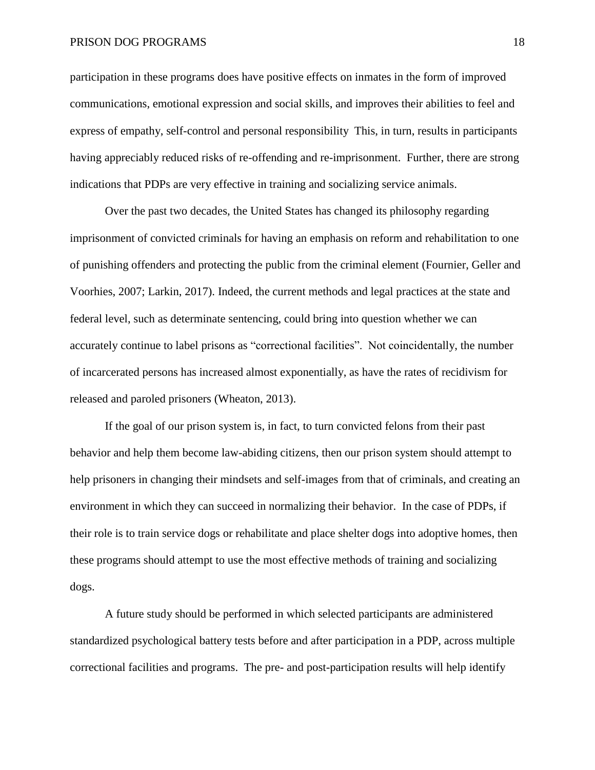participation in these programs does have positive effects on inmates in the form of improved communications, emotional expression and social skills, and improves their abilities to feel and express of empathy, self-control and personal responsibility  This, in turn, results in participants having appreciably reduced risks of re-offending and re-imprisonment.  Further, there are strong indications that PDPs are very effective in training and socializing service animals.

Over the past two decades, the United States has changed its philosophy regarding imprisonment of convicted criminals for having an emphasis on reform and rehabilitation to one of punishing offenders and protecting the public from the criminal element (Fournier, Geller and Voorhies, 2007; Larkin, 2017). Indeed, the current methods and legal practices at the state and federal level, such as determinate sentencing, could bring into question whether we can accurately continue to label prisons as "correctional facilities".  Not coincidentally, the number of incarcerated persons has increased almost exponentially, as have the rates of recidivism for released and paroled prisoners (Wheaton, 2013).

If the goal of our prison system is, in fact, to turn convicted felons from their past behavior and help them become law-abiding citizens, then our prison system should attempt to help prisoners in changing their mindsets and self-images from that of criminals, and creating an environment in which they can succeed in normalizing their behavior.  In the case of PDPs, if their role is to train service dogs or rehabilitate and place shelter dogs into adoptive homes, then these programs should attempt to use the most effective methods of training and socializing dogs.

A future study should be performed in which selected participants are administered standardized psychological battery tests before and after participation in a PDP, across multiple correctional facilities and programs.  The pre- and post-participation results will help identify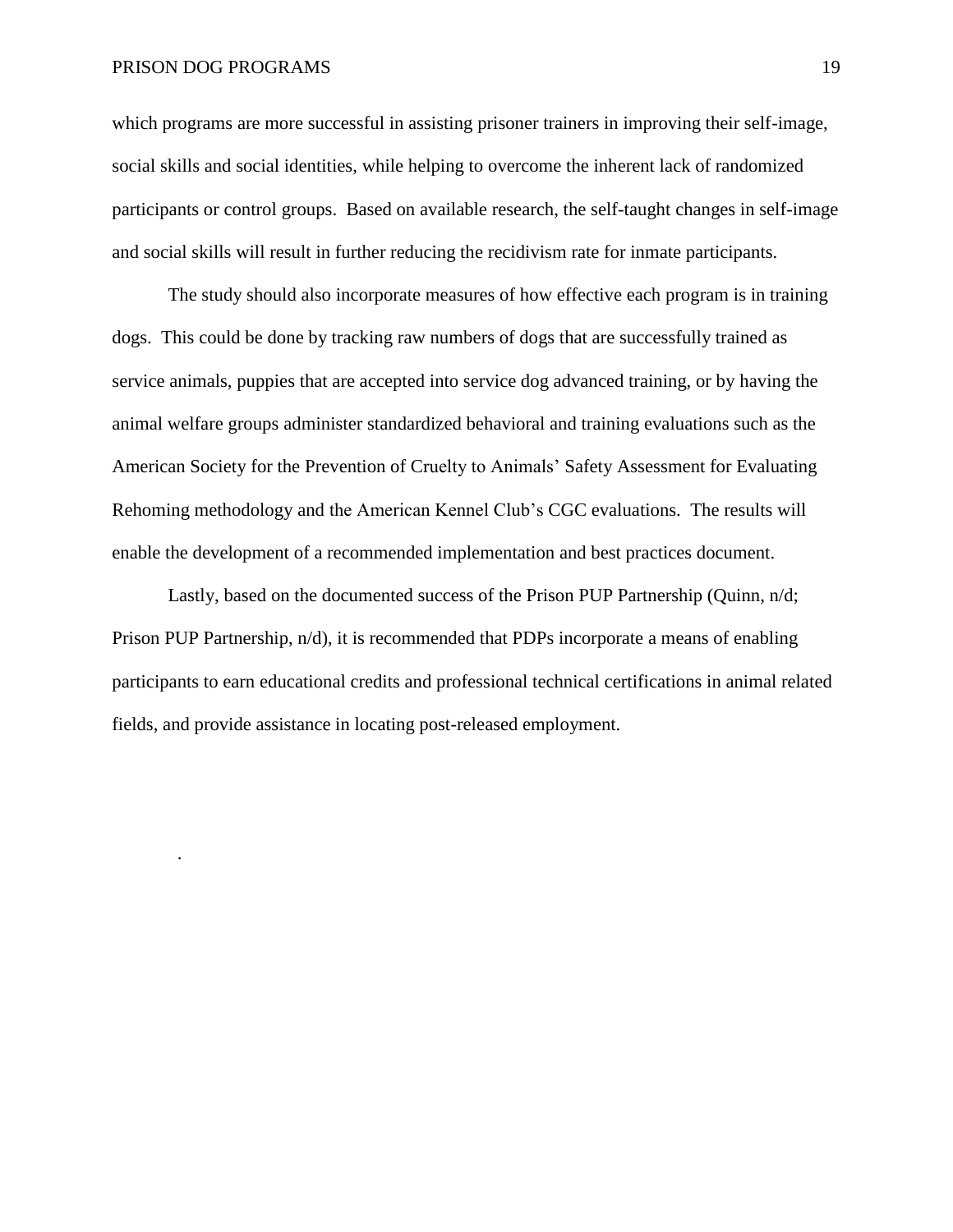which programs are more successful in assisting prisoner trainers in improving their self-image, social skills and social identities, while helping to overcome the inherent lack of randomized participants or control groups. Based on available research, the self-taught changes in self-image and social skills will result in further reducing the recidivism rate for inmate participants.

The study should also incorporate measures of how effective each program is in training dogs. This could be done by tracking raw numbers of dogs that are successfully trained as service animals, puppies that are accepted into service dog advanced training, or by having the animal welfare groups administer standardized behavioral and training evaluations such as the American Society for the Prevention of Cruelty to Animals' Safety Assessment for Evaluating Rehoming methodology and the American Kennel Club's CGC evaluations. The results will enable the development of a recommended implementation and best practices document.

Lastly, based on the documented success of the Prison PUP Partnership (Quinn, n/d; Prison PUP Partnership, n/d), it is recommended that PDPs incorporate a means of enabling participants to earn educational credits and professional technical certifications in animal related fields, and provide assistance in locating post-released employment.

.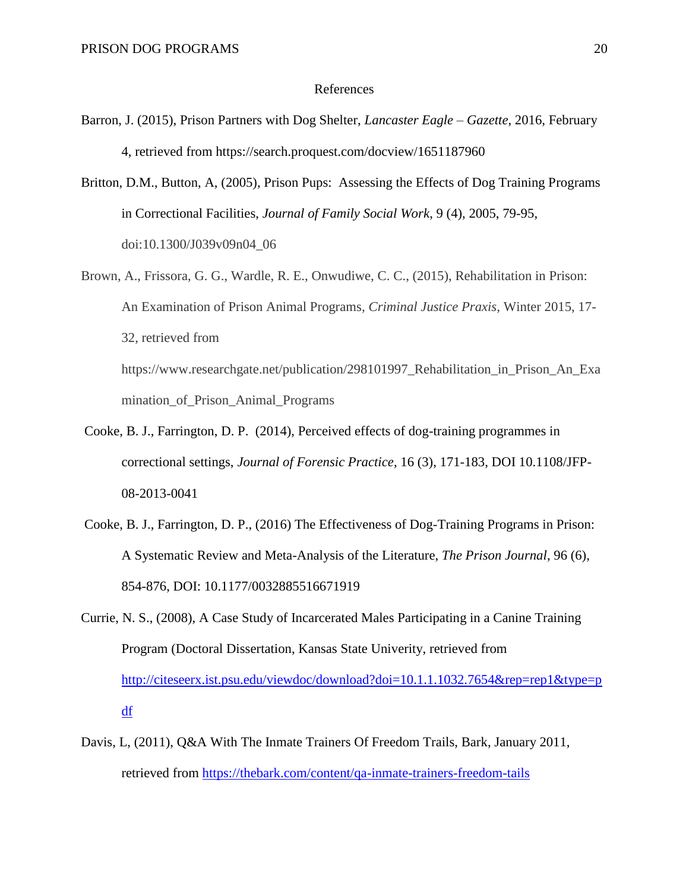# References

Barron, J. (2015), Prison Partners with Dog Shelter, *Lancaster Eagle – Gazette*, 2016, February 4, retrieved from https://search.proquest.com/docview/1651187960

Britton, D.M., Button, A, (2005), Prison Pups: Assessing the Effects of Dog Training Programs in Correctional Facilities, *Journal of Family Social Work*, 9 (4), 2005, 79-95, doi:10.1300/J039v09n04_06

Brown, A., Frissora, G. G., Wardle, R. E., Onwudiwe, C. C., (2015), Rehabilitation in Prison: An Examination of Prison Animal Programs, *Criminal Justice Praxis*, Winter 2015, 17-32, retrieved from https://www.researchgate.net/publication/298101997_Rehabilitation_in_Prison_An_Examination_of_Prison_Animal_Programs

Cooke, B. J., Farrington, D. P. (2014), Perceived effects of dog-training programmes in correctional settings, *Journal of Forensic Practice*, 16 (3), 171-183, DOI 10.1108/JFP-08-2013-0041

Cooke, B. J., Farrington, D. P., (2016) The Effectiveness of Dog-Training Programs in Prison: A Systematic Review and Meta-Analysis of the Literature, *The Prison Journal*, 96 (6), 854-876, DOI: 10.1177/0032885516671919

Currie, N. S., (2008), A Case Study of Incarcerated Males Participating in a Canine Training Program (Doctoral Dissertation, Kansas State Univerity, retrieved from http://citeseerx.ist.psu.edu/viewdoc/download?doi=10.1.1.1032.7654&rep=rep1&type=pdf

Davis, L, (2011), Q&A With The Inmate Trainers Of Freedom Trails, Bark, January 2011, retrieved from https://thebark.com/content/qa-inmate-trainers-freedom-tails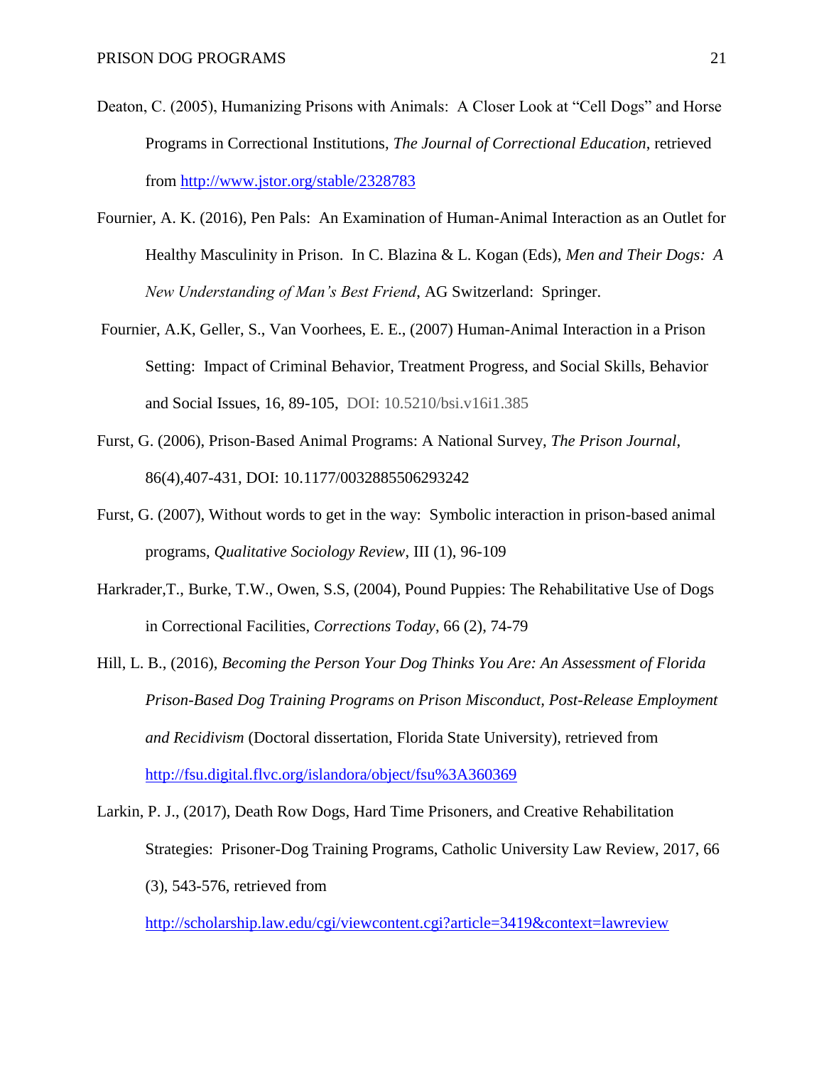Deaton, C. (2005), Humanizing Prisons with Animals: A Closer Look at "Cell Dogs" and Horse Programs in Correctional Institutions, *The Journal of Correctional Education*, retrieved from http://www.jstor.org/stable/2328783

Fournier, A. K. (2016), Pen Pals: An Examination of Human-Animal Interaction as an Outlet for Healthy Masculinity in Prison. In C. Blazina & L. Kogan (Eds), *Men and Their Dogs: A New Understanding of Man's Best Friend*, AG Switzerland: Springer.

Fournier, A.K, Geller, S., Van Voorhees, E. E., (2007) Human-Animal Interaction in a Prison Setting: Impact of Criminal Behavior, Treatment Progress, and Social Skills, Behavior and Social Issues, 16, 89-105, DOI: 10.5210/bsi.v16i1.385

Furst, G. (2006), Prison-Based Animal Programs: A National Survey, *The Prison Journal*, 86(4),407-431, DOI: 10.1177/0032885506293242

Furst, G. (2007), Without words to get in the way: Symbolic interaction in prison-based animal programs, *Qualitative Sociology Review*, III (1), 96-109

Harkrader,T., Burke, T.W., Owen, S.S, (2004), Pound Puppies: The Rehabilitative Use of Dogs in Correctional Facilities, *Corrections Today*, 66 (2), 74-79

Hill, L. B., (2016), *Becoming the Person Your Dog Thinks You Are: An Assessment of Florida Prison-Based Dog Training Programs on Prison Misconduct, Post-Release Employment and Recidivism* (Doctoral dissertation, Florida State University), retrieved from http://fsu.digital.flvc.org/islandora/object/fsu%3A360369

Larkin, P. J., (2017), Death Row Dogs, Hard Time Prisoners, and Creative Rehabilitation Strategies: Prisoner-Dog Training Programs, Catholic University Law Review, 2017, 66 (3), 543-576, retrieved from http://scholarship.law.edu/cgi/viewcontent.cgi?article=3419&context=lawreview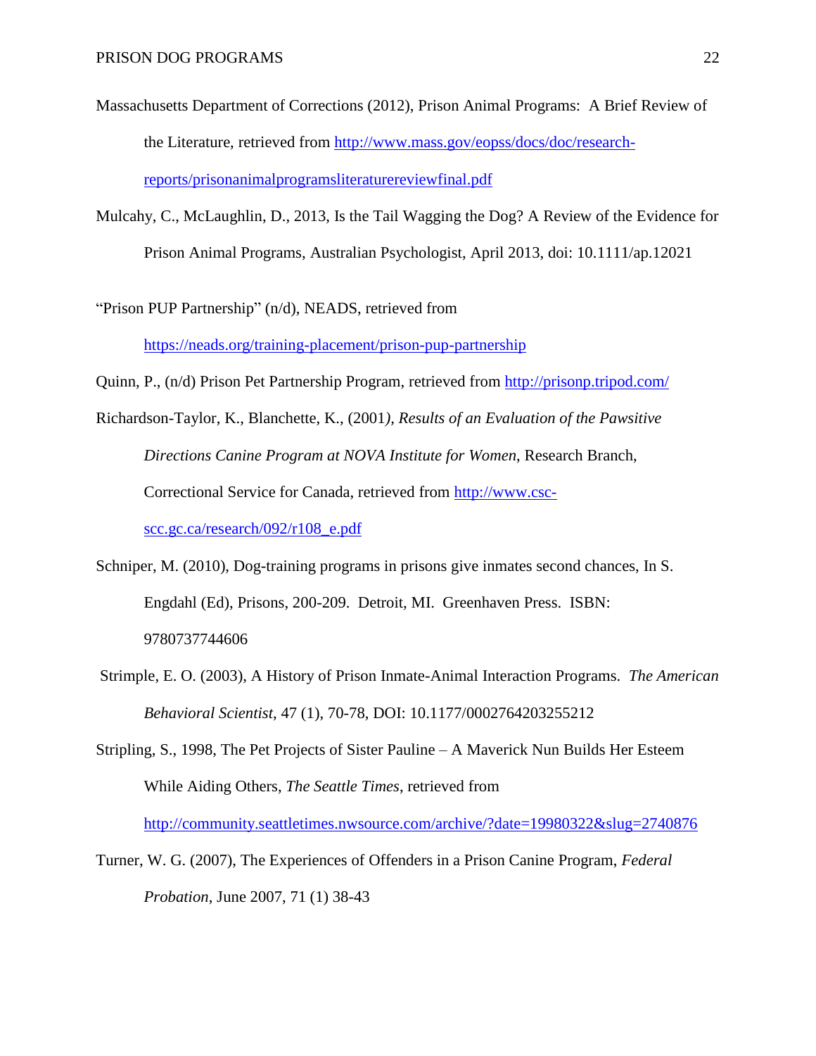Massachusetts Department of Corrections (2012), Prison Animal Programs: A Brief Review of the Literature, retrieved from http://www.mass.gov/eopss/docs/doc/research-reports/prisonanimalprogramsliteraturereviewfinal.pdf

Mulcahy, C., McLaughlin, D., 2013, Is the Tail Wagging the Dog? A Review of the Evidence for Prison Animal Programs, Australian Psychologist, April 2013, doi: 10.1111/ap.12021

"Prison PUP Partnership" (n/d), NEADS, retrieved from https://neads.org/training-placement/prison-pup-partnership

Quinn, P., (n/d) Prison Pet Partnership Program, retrieved from http://prisonp.tripod.com/

Richardson-Taylor, K., Blanchette, K., (2001*), Results of an Evaluation of the Pawsitive Directions Canine Program at NOVA Institute for Women*, Research Branch, Correctional Service for Canada, retrieved from http://www.csc-scc.gc.ca/research/092/r108_e.pdf

Schniper, M. (2010), Dog-training programs in prisons give inmates second chances, In S. Engdahl (Ed), Prisons, 200-209. Detroit, MI. Greenhaven Press. ISBN: 9780737744606

Strimple, E. O. (2003), A History of Prison Inmate-Animal Interaction Programs. *The American Behavioral Scientist*, 47 (1), 70-78, DOI: 10.1177/0002764203255212

Stripling, S., 1998, The Pet Projects of Sister Pauline – A Maverick Nun Builds Her Esteem While Aiding Others, *The Seattle Times*, retrieved from http://community.seattletimes.nwsource.com/archive/?date=19980322&slug=2740876

Turner, W. G. (2007), The Experiences of Offenders in a Prison Canine Program, *Federal Probation*, June 2007, 71 (1) 38-43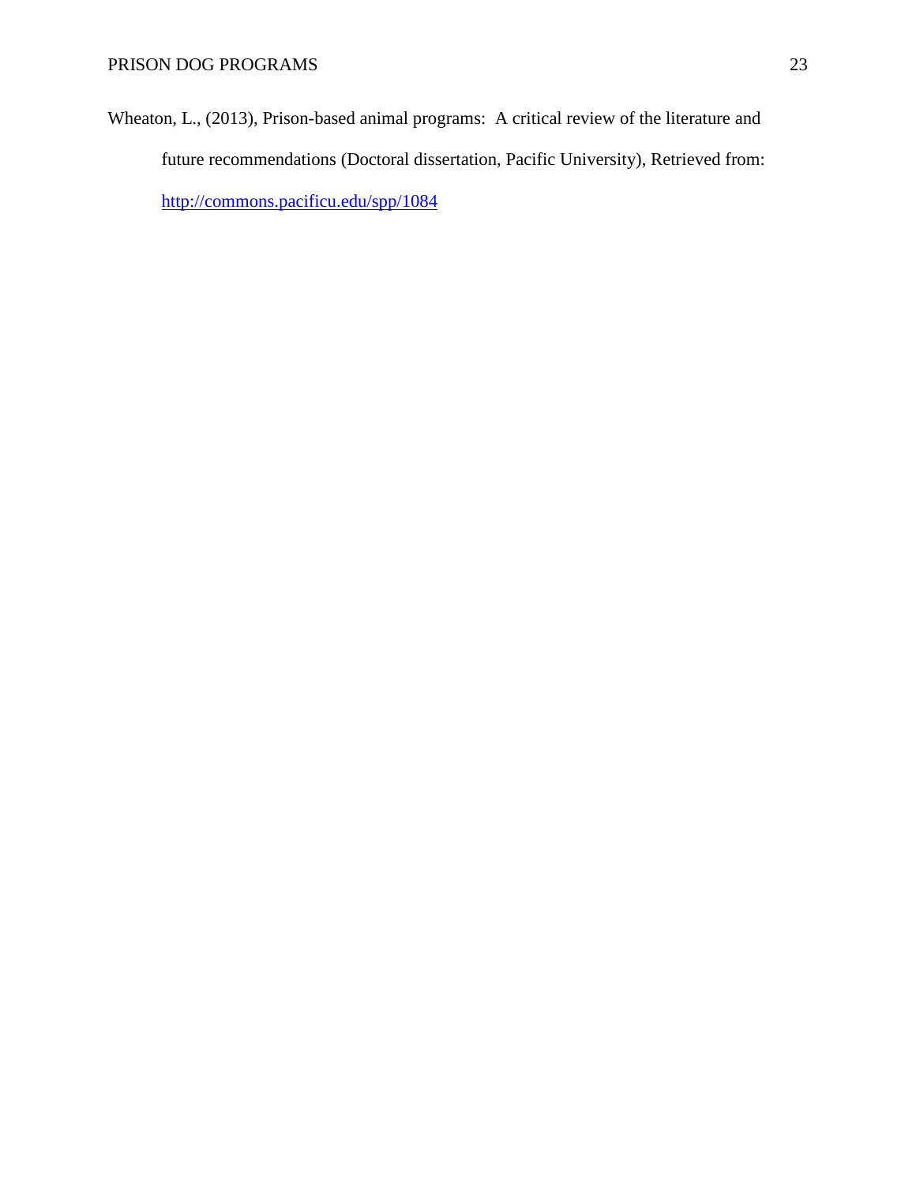Wheaton, L., (2013), Prison-based animal programs:  A critical review of the literature and future recommendations (Doctoral dissertation, Pacific University), Retrieved from: http://commons.pacificu.edu/spp/1084